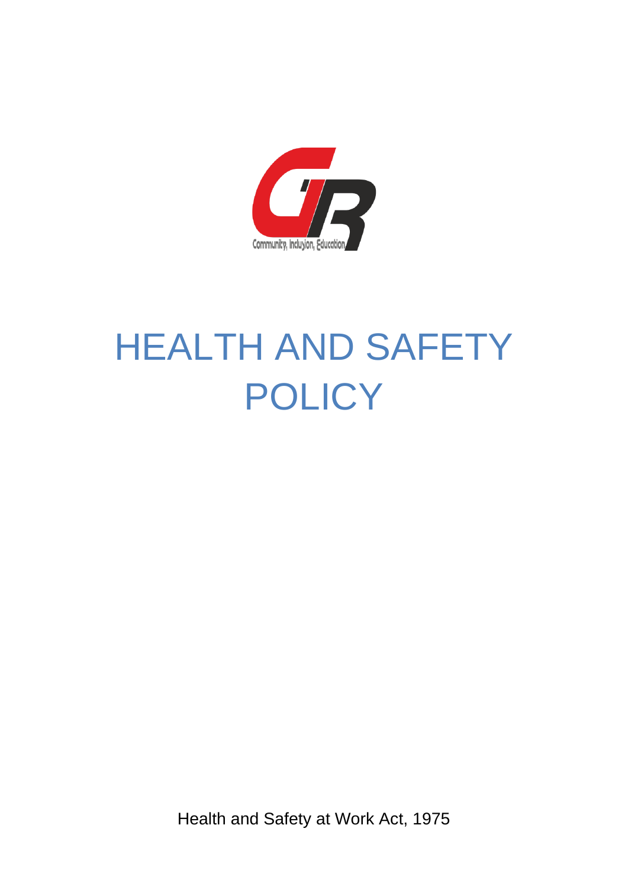Community, Inclusion, Education

# HEALTH AND SAFETY POLICY

Health and Safety at Work Act, 1975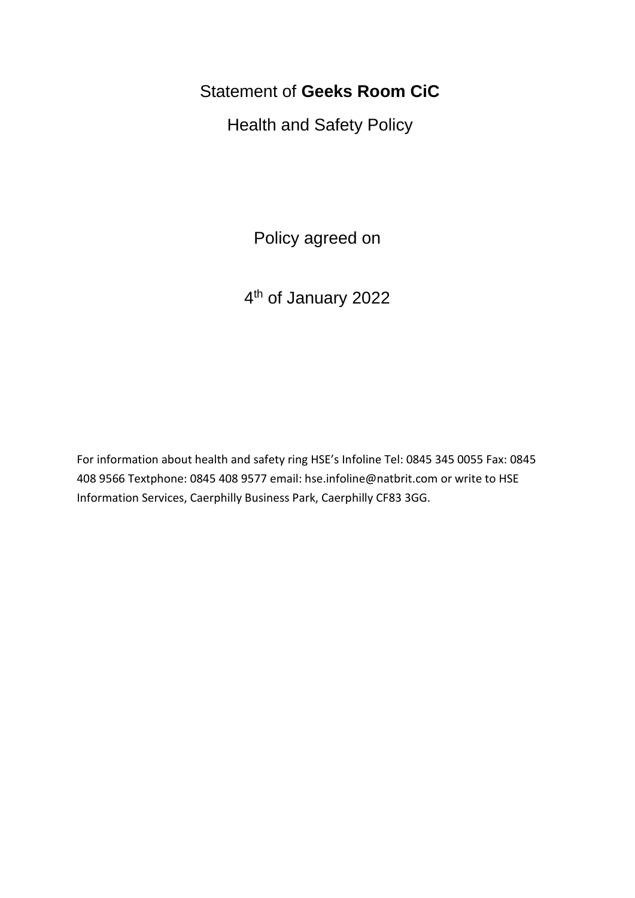# Statement of **Geeks Room CiC**

## Health and Safety Policy

Policy agreed on

4th of January 2022

For information about health and safety ring HSE's Infoline Tel: 0845 345 0055 Fax: 0845 408 9566 Textphone: 0845 408 9577 email: hse.infoline@natbrit.com or write to HSE Information Services, Caerphilly Business Park, Caerphilly CF83 3GG.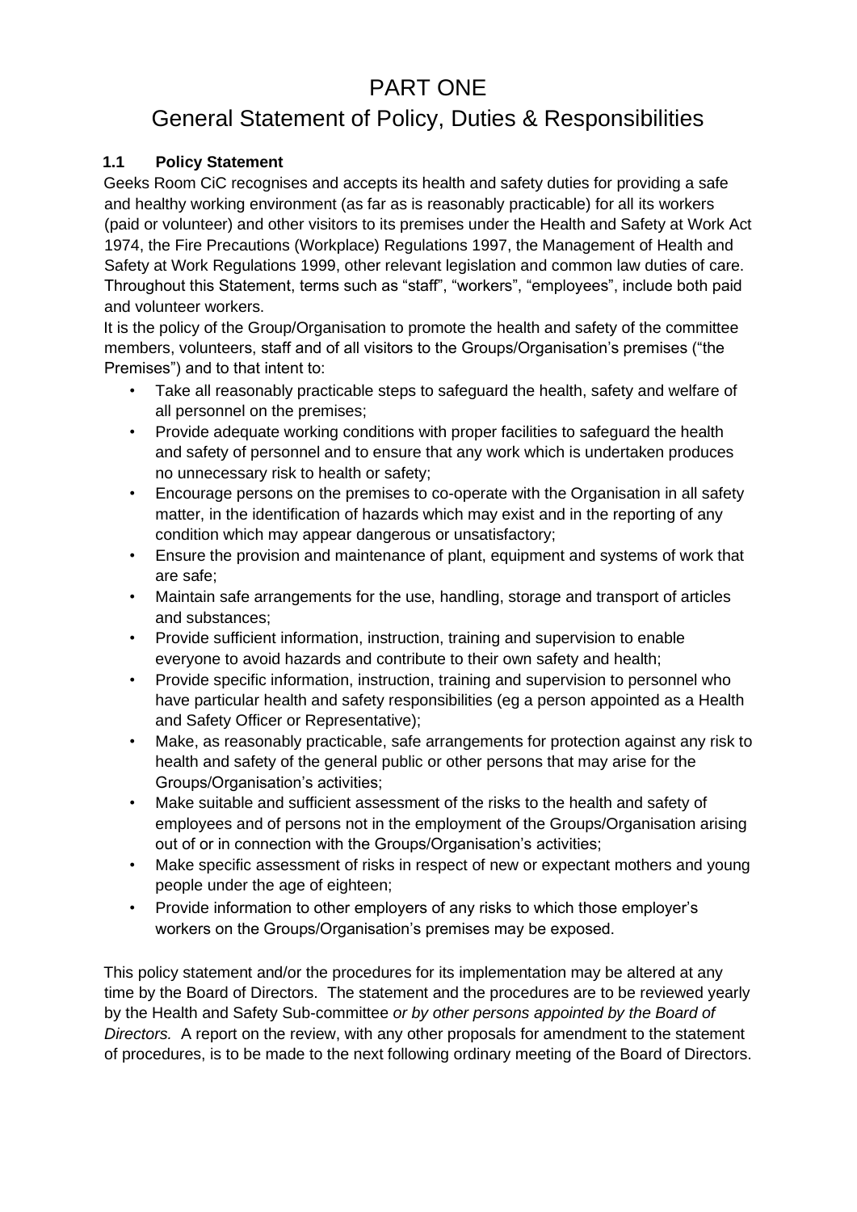# PART ONE

# General Statement of Policy, Duties & Responsibilities

### 1.1 Policy Statement

Geeks Room CiC recognises and accepts its health and safety duties for providing a safe and healthy working environment (as far as is reasonably practicable) for all its workers (paid or volunteer) and other visitors to its premises under the Health and Safety at Work Act 1974, the Fire Precautions (Workplace) Regulations 1997, the Management of Health and Safety at Work Regulations 1999, other relevant legislation and common law duties of care. Throughout this Statement, terms such as "staff", "workers", "employees", include both paid and volunteer workers.

It is the policy of the Group/Organisation to promote the health and safety of the committee members, volunteers, staff and of all visitors to the Groups/Organisation's premises ("the Premises") and to that intent to:

- Take all reasonably practicable steps to safeguard the health, safety and welfare of all personnel on the premises;
- Provide adequate working conditions with proper facilities to safeguard the health and safety of personnel and to ensure that any work which is undertaken produces no unnecessary risk to health or safety;
- Encourage persons on the premises to co-operate with the Organisation in all safety matter, in the identification of hazards which may exist and in the reporting of any condition which may appear dangerous or unsatisfactory;
- Ensure the provision and maintenance of plant, equipment and systems of work that are safe;
- Maintain safe arrangements for the use, handling, storage and transport of articles and substances;
- Provide sufficient information, instruction, training and supervision to enable everyone to avoid hazards and contribute to their own safety and health;
- Provide specific information, instruction, training and supervision to personnel who have particular health and safety responsibilities (eg a person appointed as a Health and Safety Officer or Representative);
- Make, as reasonably practicable, safe arrangements for protection against any risk to health and safety of the general public or other persons that may arise for the Groups/Organisation's activities;
- Make suitable and sufficient assessment of the risks to the health and safety of employees and of persons not in the employment of the Groups/Organisation arising out of or in connection with the Groups/Organisation's activities;
- Make specific assessment of risks in respect of new or expectant mothers and young people under the age of eighteen;
- Provide information to other employers of any risks to which those employer's workers on the Groups/Organisation's premises may be exposed.

This policy statement and/or the procedures for its implementation may be altered at any time by the Board of Directors. The statement and the procedures are to be reviewed yearly by the Health and Safety Sub-committee *or by other persons appointed by the Board of Directors.* A report on the review, with any other proposals for amendment to the statement of procedures, is to be made to the next following ordinary meeting of the Board of Directors.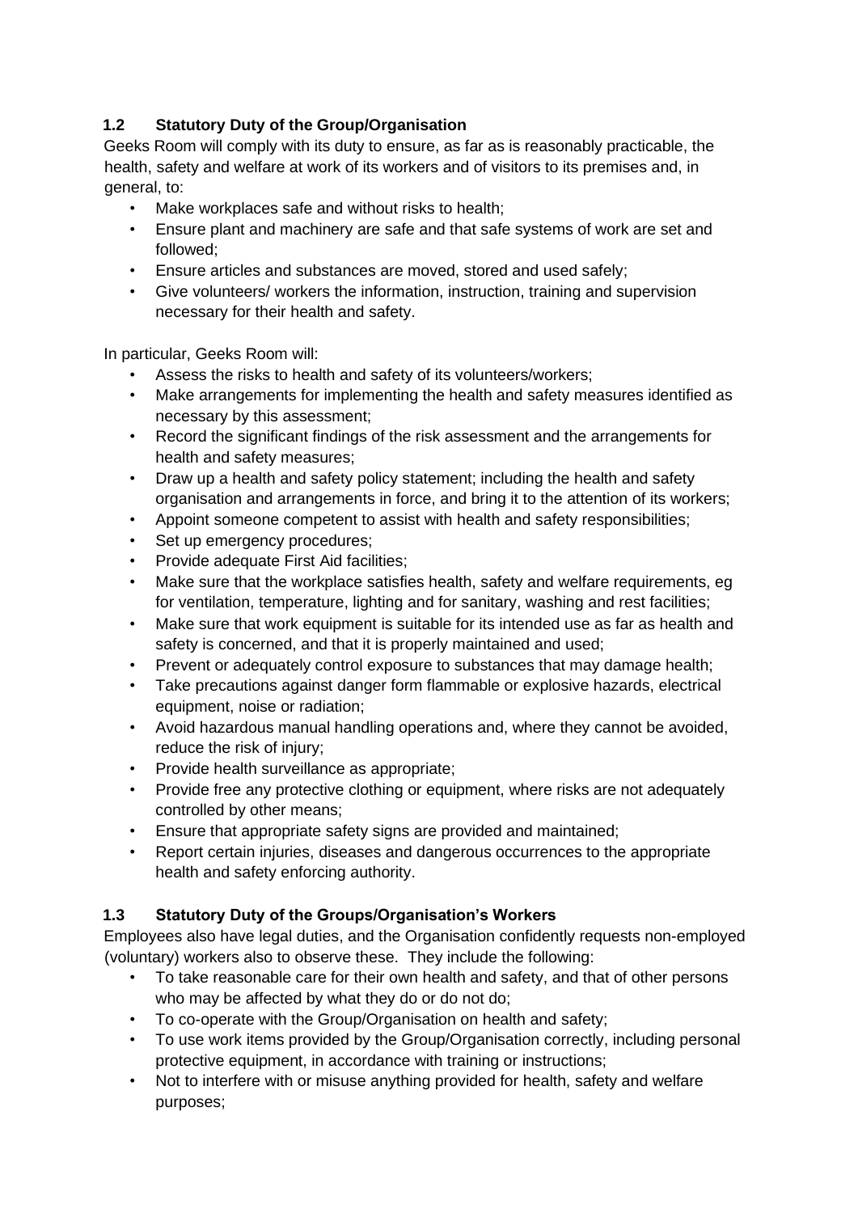### 1.2 Statutory Duty of the Group/Organisation

Geeks Room will comply with its duty to ensure, as far as is reasonably practicable, the health, safety and welfare at work of its workers and of visitors to its premises and, in general, to:

- Make workplaces safe and without risks to health;
- Ensure plant and machinery are safe and that safe systems of work are set and followed;
- Ensure articles and substances are moved, stored and used safely;
- Give volunteers/ workers the information, instruction, training and supervision necessary for their health and safety.

In particular, Geeks Room will:

- Assess the risks to health and safety of its volunteers/workers;
- Make arrangements for implementing the health and safety measures identified as necessary by this assessment;
- Record the significant findings of the risk assessment and the arrangements for health and safety measures;
- Draw up a health and safety policy statement; including the health and safety organisation and arrangements in force, and bring it to the attention of its workers;
- Appoint someone competent to assist with health and safety responsibilities;
- Set up emergency procedures;
- Provide adequate First Aid facilities;
- Make sure that the workplace satisfies health, safety and welfare requirements, eg for ventilation, temperature, lighting and for sanitary, washing and rest facilities;
- Make sure that work equipment is suitable for its intended use as far as health and safety is concerned, and that it is properly maintained and used;
- Prevent or adequately control exposure to substances that may damage health;
- Take precautions against danger form flammable or explosive hazards, electrical equipment, noise or radiation;
- Avoid hazardous manual handling operations and, where they cannot be avoided, reduce the risk of injury;
- Provide health surveillance as appropriate;
- Provide free any protective clothing or equipment, where risks are not adequately controlled by other means;
- Ensure that appropriate safety signs are provided and maintained;
- Report certain injuries, diseases and dangerous occurrences to the appropriate health and safety enforcing authority.

### 1.3 Statutory Duty of the Groups/Organisation's Workers

Employees also have legal duties, and the Organisation confidently requests non-employed (voluntary) workers also to observe these. They include the following:

- To take reasonable care for their own health and safety, and that of other persons who may be affected by what they do or do not do;
- To co-operate with the Group/Organisation on health and safety;
- To use work items provided by the Group/Organisation correctly, including personal protective equipment, in accordance with training or instructions;
- Not to interfere with or misuse anything provided for health, safety and welfare purposes;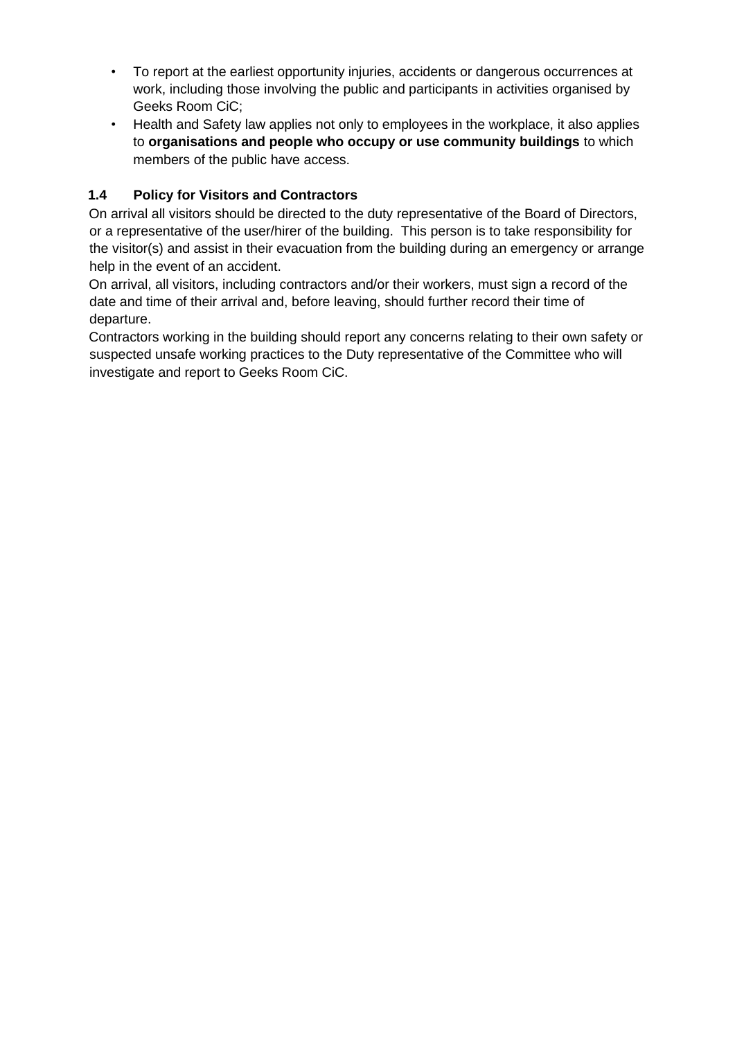- To report at the earliest opportunity injuries, accidents or dangerous occurrences at work, including those involving the public and participants in activities organised by Geeks Room CiC;
- Health and Safety law applies not only to employees in the workplace, it also applies to **organisations and people who occupy or use community buildings** to which members of the public have access.

### 1.4 Policy for Visitors and Contractors

On arrival all visitors should be directed to the duty representative of the Board of Directors, or a representative of the user/hirer of the building. This person is to take responsibility for the visitor(s) and assist in their evacuation from the building during an emergency or arrange help in the event of an accident.

On arrival, all visitors, including contractors and/or their workers, must sign a record of the date and time of their arrival and, before leaving, should further record their time of departure.

Contractors working in the building should report any concerns relating to their own safety or suspected unsafe working practices to the Duty representative of the Committee who will investigate and report to Geeks Room CiC.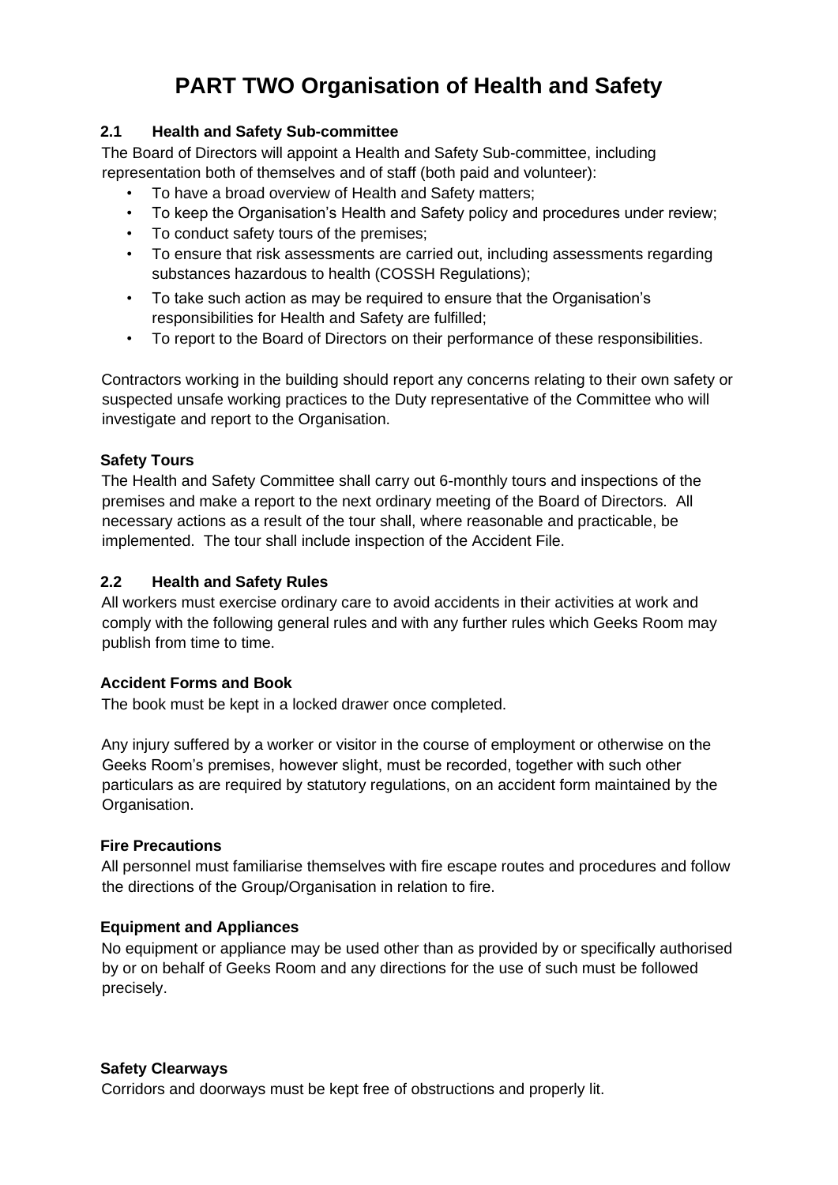# PART TWO Organisation of Health and Safety

## 2.1 Health and Safety Sub-committee

The Board of Directors will appoint a Health and Safety Sub-committee, including representation both of themselves and of staff (both paid and volunteer):

- To have a broad overview of Health and Safety matters;
- To keep the Organisation's Health and Safety policy and procedures under review;
- To conduct safety tours of the premises;
- To ensure that risk assessments are carried out, including assessments regarding substances hazardous to health (COSSH Regulations);
- To take such action as may be required to ensure that the Organisation's responsibilities for Health and Safety are fulfilled;
- To report to the Board of Directors on their performance of these responsibilities.

Contractors working in the building should report any concerns relating to their own safety or suspected unsafe working practices to the Duty representative of the Committee who will investigate and report to the Organisation.

### Safety Tours

The Health and Safety Committee shall carry out 6-monthly tours and inspections of the premises and make a report to the next ordinary meeting of the Board of Directors. All necessary actions as a result of the tour shall, where reasonable and practicable, be implemented. The tour shall include inspection of the Accident File.

## 2.2 Health and Safety Rules

All workers must exercise ordinary care to avoid accidents in their activities at work and comply with the following general rules and with any further rules which Geeks Room may publish from time to time.

### Accident Forms and Book

The book must be kept in a locked drawer once completed.

Any injury suffered by a worker or visitor in the course of employment or otherwise on the Geeks Room's premises, however slight, must be recorded, together with such other particulars as are required by statutory regulations, on an accident form maintained by the Organisation.

### Fire Precautions

All personnel must familiarise themselves with fire escape routes and procedures and follow the directions of the Group/Organisation in relation to fire.

### Equipment and Appliances

No equipment or appliance may be used other than as provided by or specifically authorised by or on behalf of Geeks Room and any directions for the use of such must be followed precisely.

### Safety Clearways

Corridors and doorways must be kept free of obstructions and properly lit.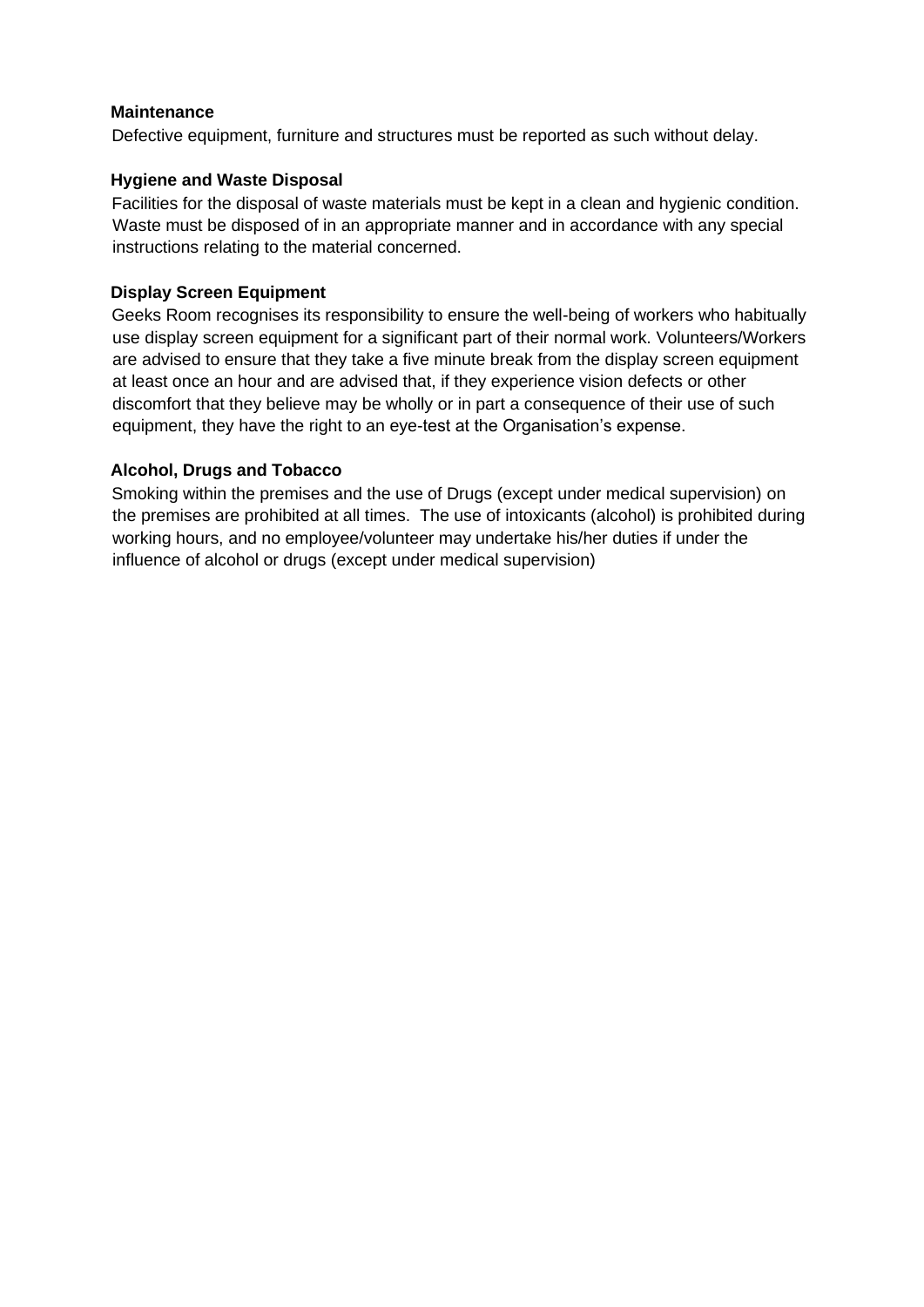**Maintenance**

Defective equipment, furniture and structures must be reported as such without delay.

**Hygiene and Waste Disposal**

Facilities for the disposal of waste materials must be kept in a clean and hygienic condition. Waste must be disposed of in an appropriate manner and in accordance with any special instructions relating to the material concerned.

**Display Screen Equipment**

Geeks Room recognises its responsibility to ensure the well-being of workers who habitually use display screen equipment for a significant part of their normal work. Volunteers/Workers are advised to ensure that they take a five minute break from the display screen equipment at least once an hour and are advised that, if they experience vision defects or other discomfort that they believe may be wholly or in part a consequence of their use of such equipment, they have the right to an eye-test at the Organisation's expense.

**Alcohol, Drugs and Tobacco**

Smoking within the premises and the use of Drugs (except under medical supervision) on the premises are prohibited at all times. The use of intoxicants (alcohol) is prohibited during working hours, and no employee/volunteer may undertake his/her duties if under the influence of alcohol or drugs (except under medical supervision)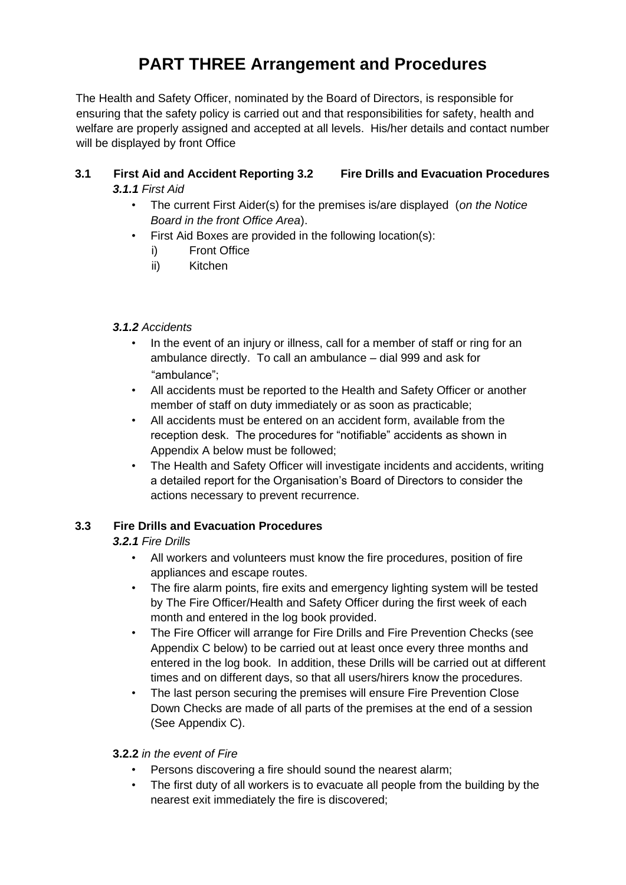# PART THREE Arrangement and Procedures

The Health and Safety Officer, nominated by the Board of Directors, is responsible for ensuring that the safety policy is carried out and that responsibilities for safety, health and welfare are properly assigned and accepted at all levels. His/her details and contact number will be displayed by front Office

### 3.1 First Aid and Accident Reporting 3.2 Fire Drills and Evacuation Procedures

***3.1.1*** *First Aid*

- The current First Aider(s) for the premises is/are displayed (*on the Notice Board in the front Office Area*).
- First Aid Boxes are provided in the following location(s):
  i) Front Office
  ii) Kitchen

***3.1.2*** *Accidents*

- In the event of an injury or illness, call for a member of staff or ring for an ambulance directly. To call an ambulance – dial 999 and ask for "ambulance";
- All accidents must be reported to the Health and Safety Officer or another member of staff on duty immediately or as soon as practicable;
- All accidents must be entered on an accident form, available from the reception desk. The procedures for "notifiable" accidents as shown in Appendix A below must be followed;
- The Health and Safety Officer will investigate incidents and accidents, writing a detailed report for the Organisation's Board of Directors to consider the actions necessary to prevent recurrence.

### 3.3 Fire Drills and Evacuation Procedures

***3.2.1*** *Fire Drills*

- All workers and volunteers must know the fire procedures, position of fire appliances and escape routes.
- The fire alarm points, fire exits and emergency lighting system will be tested by The Fire Officer/Health and Safety Officer during the first week of each month and entered in the log book provided.
- The Fire Officer will arrange for Fire Drills and Fire Prevention Checks (see Appendix C below) to be carried out at least once every three months and entered in the log book. In addition, these Drills will be carried out at different times and on different days, so that all users/hirers know the procedures.
- The last person securing the premises will ensure Fire Prevention Close Down Checks are made of all parts of the premises at the end of a session (See Appendix C).

**3.2.2** *in the event of Fire*

- Persons discovering a fire should sound the nearest alarm;
- The first duty of all workers is to evacuate all people from the building by the nearest exit immediately the fire is discovered;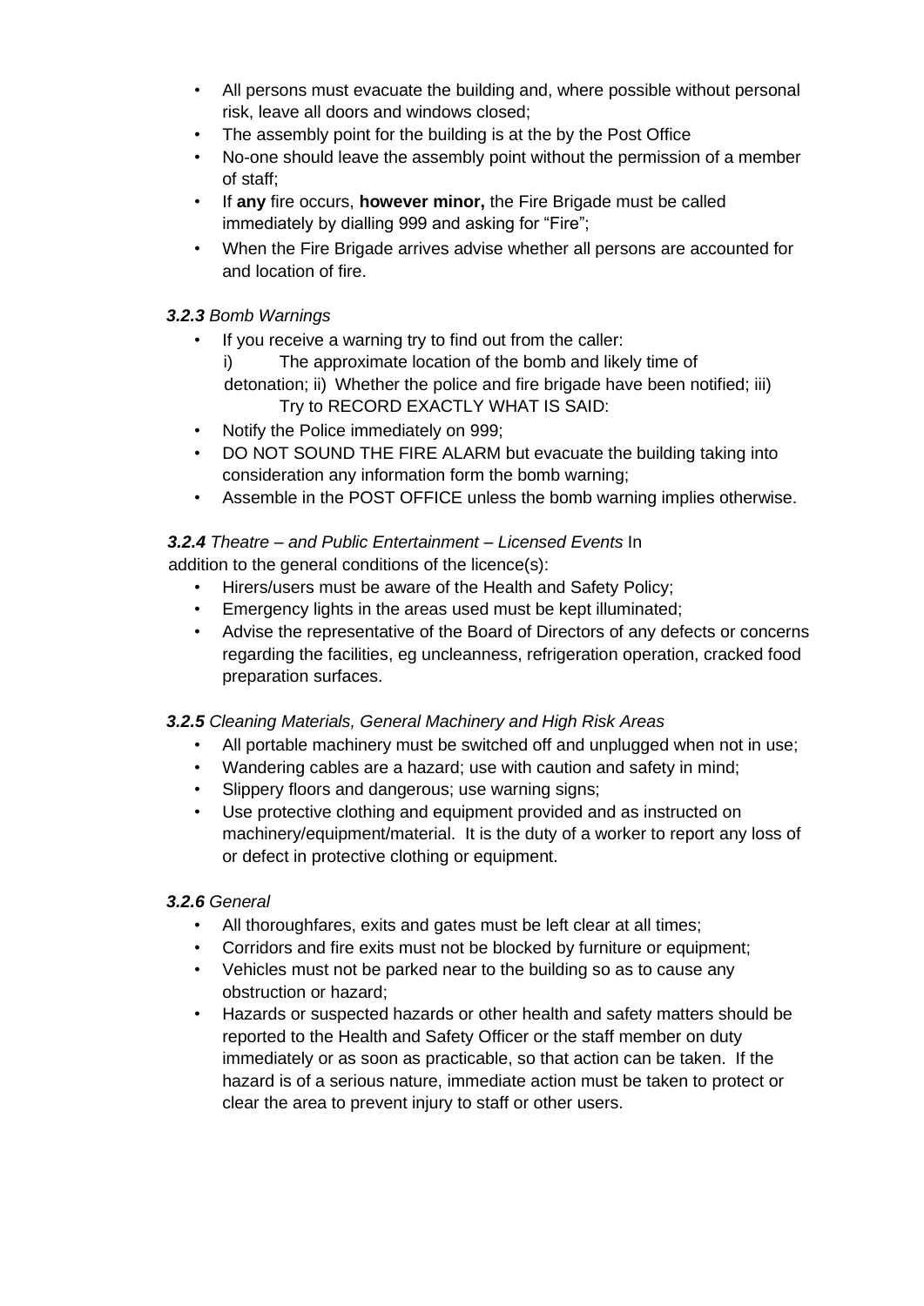- All persons must evacuate the building and, where possible without personal risk, leave all doors and windows closed;
- The assembly point for the building is at the by the Post Office
- No-one should leave the assembly point without the permission of a member of staff;
- If **any** fire occurs, **however minor,** the Fire Brigade must be called immediately by dialling 999 and asking for "Fire";
- When the Fire Brigade arrives advise whether all persons are accounted for and location of fire.

***3.2.3*** *Bomb Warnings*

- If you receive a warning try to find out from the caller:
  i) The approximate location of the bomb and likely time of detonation; ii) Whether the police and fire brigade have been notified; iii) Try to RECORD EXACTLY WHAT IS SAID:
- Notify the Police immediately on 999;
- DO NOT SOUND THE FIRE ALARM but evacuate the building taking into consideration any information form the bomb warning;
- Assemble in the POST OFFICE unless the bomb warning implies otherwise.

***3.2.4*** *Theatre – and Public Entertainment – Licensed Events* In addition to the general conditions of the licence(s):

- Hirers/users must be aware of the Health and Safety Policy;
- Emergency lights in the areas used must be kept illuminated;
- Advise the representative of the Board of Directors of any defects or concerns regarding the facilities, eg uncleanness, refrigeration operation, cracked food preparation surfaces.

***3.2.5*** *Cleaning Materials, General Machinery and High Risk Areas*

- All portable machinery must be switched off and unplugged when not in use;
- Wandering cables are a hazard; use with caution and safety in mind;
- Slippery floors and dangerous; use warning signs;
- Use protective clothing and equipment provided and as instructed on machinery/equipment/material. It is the duty of a worker to report any loss of or defect in protective clothing or equipment.

***3.2.6*** *General*

- All thoroughfares, exits and gates must be left clear at all times;
- Corridors and fire exits must not be blocked by furniture or equipment;
- Vehicles must not be parked near to the building so as to cause any obstruction or hazard;
- Hazards or suspected hazards or other health and safety matters should be reported to the Health and Safety Officer or the staff member on duty immediately or as soon as practicable, so that action can be taken. If the hazard is of a serious nature, immediate action must be taken to protect or clear the area to prevent injury to staff or other users.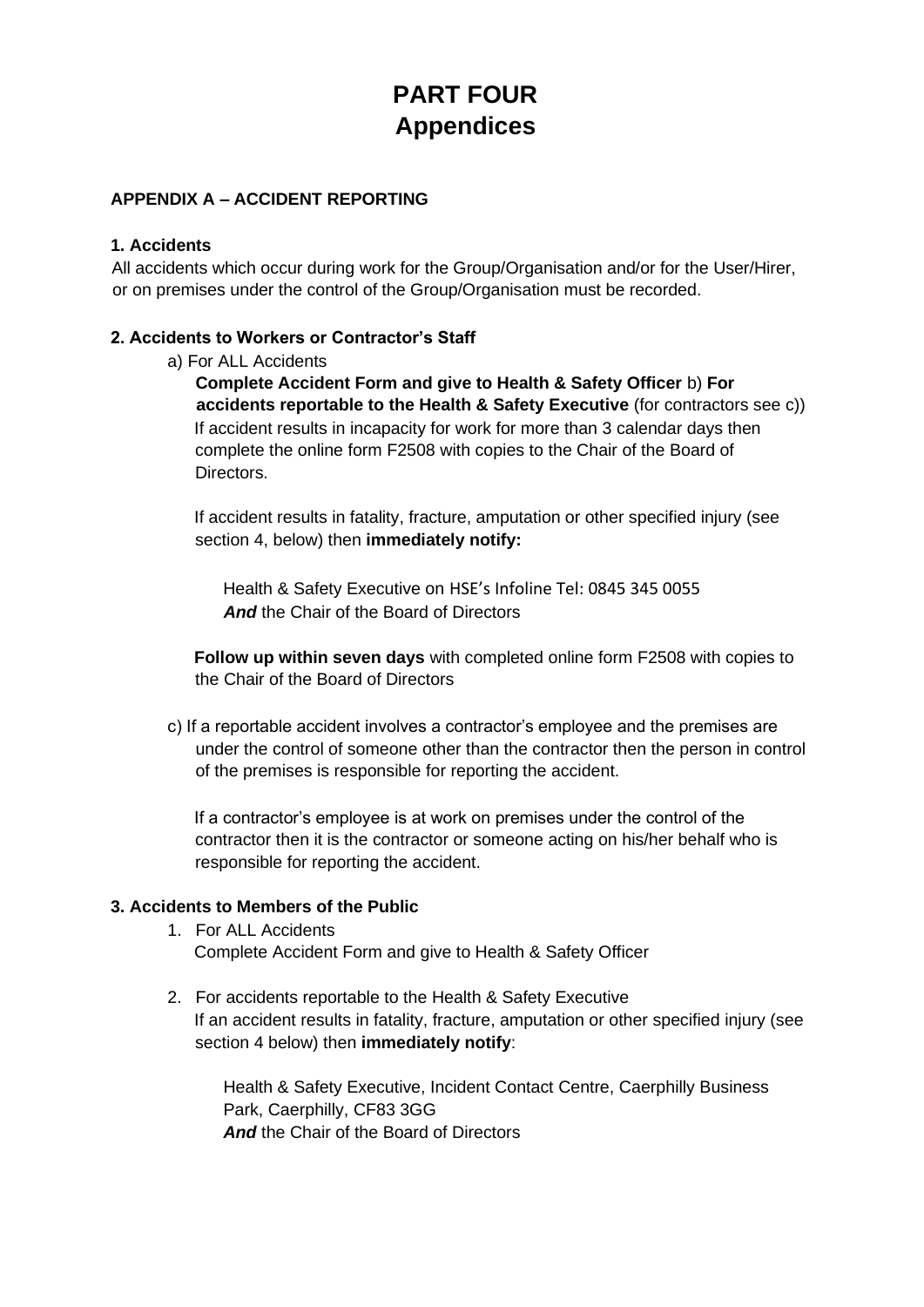# PART FOUR
# Appendices

### APPENDIX A – ACCIDENT REPORTING

#### 1. Accidents

All accidents which occur during work for the Group/Organisation and/or for the User/Hirer, or on premises under the control of the Group/Organisation must be recorded.

#### 2. Accidents to Workers or Contractor's Staff

a) For ALL Accidents

**Complete Accident Form and give to Health & Safety Officer** b) **For accidents reportable to the Health & Safety Executive** (for contractors see c))

If accident results in incapacity for work for more than 3 calendar days then complete the online form F2508 with copies to the Chair of the Board of Directors.

If accident results in fatality, fracture, amputation or other specified injury (see section 4, below) then **immediately notify:**

Health & Safety Executive on HSE's Infoline Tel: 0845 345 0055
***And*** the Chair of the Board of Directors

**Follow up within seven days** with completed online form F2508 with copies to the Chair of the Board of Directors

c) If a reportable accident involves a contractor's employee and the premises are under the control of someone other than the contractor then the person in control of the premises is responsible for reporting the accident.

If a contractor's employee is at work on premises under the control of the contractor then it is the contractor or someone acting on his/her behalf who is responsible for reporting the accident.

#### 3. Accidents to Members of the Public

1. For ALL Accidents
   Complete Accident Form and give to Health & Safety Officer

2. For accidents reportable to the Health & Safety Executive
   If an accident results in fatality, fracture, amputation or other specified injury (see section 4 below) then **immediately notify**:

   Health & Safety Executive, Incident Contact Centre, Caerphilly Business Park, Caerphilly, CF83 3GG
   ***And*** the Chair of the Board of Directors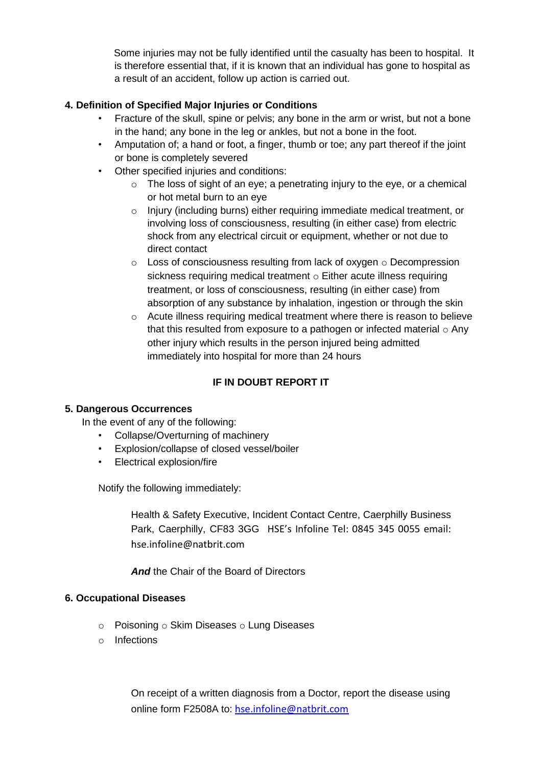Some injuries may not be fully identified until the casualty has been to hospital. It is therefore essential that, if it is known that an individual has gone to hospital as a result of an accident, follow up action is carried out.

**4. Definition of Specified Major Injuries or Conditions**

- Fracture of the skull, spine or pelvis; any bone in the arm or wrist, but not a bone in the hand; any bone in the leg or ankles, but not a bone in the foot.
- Amputation of; a hand or foot, a finger, thumb or toe; any part thereof if the joint or bone is completely severed
- Other specified injuries and conditions:
    - The loss of sight of an eye; a penetrating injury to the eye, or a chemical or hot metal burn to an eye
    - Injury (including burns) either requiring immediate medical treatment, or involving loss of consciousness, resulting (in either case) from electric shock from any electrical circuit or equipment, whether or not due to direct contact
    - Loss of consciousness resulting from lack of oxygen
    - Decompression sickness requiring medical treatment
    - Either acute illness requiring treatment, or loss of consciousness, resulting (in either case) from absorption of any substance by inhalation, ingestion or through the skin
    - Acute illness requiring medical treatment where there is reason to believe that this resulted from exposure to a pathogen or infected material
    - Any other injury which results in the person injured being admitted immediately into hospital for more than 24 hours

**IF IN DOUBT REPORT IT**

**5. Dangerous Occurrences**

In the event of any of the following:

- Collapse/Overturning of machinery
- Explosion/collapse of closed vessel/boiler
- Electrical explosion/fire

Notify the following immediately:

Health & Safety Executive, Incident Contact Centre, Caerphilly Business Park, Caerphilly, CF83 3GG HSE's Infoline Tel: 0845 345 0055 email: hse.infoline@natbrit.com

***And*** the Chair of the Board of Directors

**6. Occupational Diseases**

- Poisoning
- Skim Diseases
- Lung Diseases
- Infections

On receipt of a written diagnosis from a Doctor, report the disease using online form F2508A to: hse.infoline@natbrit.com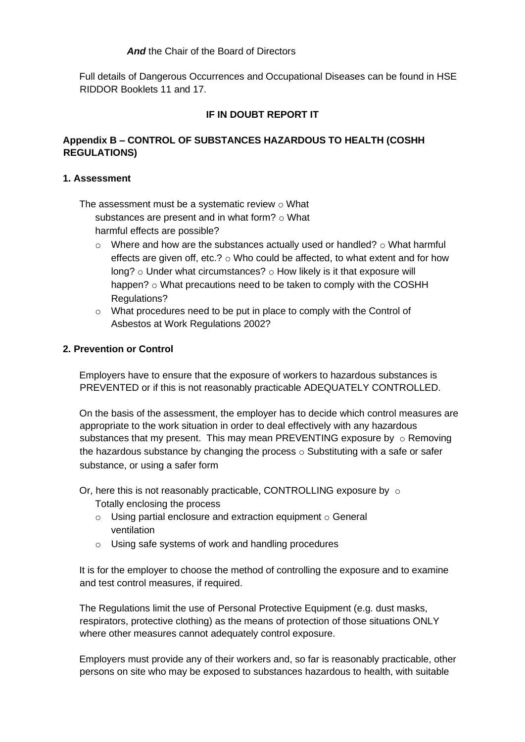***And*** the Chair of the Board of Directors

Full details of Dangerous Occurrences and Occupational Diseases can be found in HSE RIDDOR Booklets 11 and 17.

**IF IN DOUBT REPORT IT**

## Appendix B – CONTROL OF SUBSTANCES HAZARDOUS TO HEALTH (COSHH REGULATIONS)

### 1. Assessment

The assessment must be a systematic review

- What substances are present and in what form?
- What harmful effects are possible?
- Where and how are the substances actually used or handled?
- What harmful effects are given off, etc.?
- Who could be affected, to what extent and for how long?
- Under what circumstances?
- How likely is it that exposure will happen?
- What precautions need to be taken to comply with the COSHH Regulations?
- What procedures need to be put in place to comply with the Control of Asbestos at Work Regulations 2002?

### 2. Prevention or Control

Employers have to ensure that the exposure of workers to hazardous substances is PREVENTED or if this is not reasonably practicable ADEQUATELY CONTROLLED.

On the basis of the assessment, the employer has to decide which control measures are appropriate to the work situation in order to deal effectively with any hazardous substances that my present. This may mean PREVENTING exposure by

- Removing the hazardous substance by changing the process
- Substituting with a safe or safer substance, or using a safer form

Or, here this is not reasonably practicable, CONTROLLING exposure by

- Totally enclosing the process
- Using partial enclosure and extraction equipment
- General ventilation
- Using safe systems of work and handling procedures

It is for the employer to choose the method of controlling the exposure and to examine and test control measures, if required.

The Regulations limit the use of Personal Protective Equipment (e.g. dust masks, respirators, protective clothing) as the means of protection of those situations ONLY where other measures cannot adequately control exposure.

Employers must provide any of their workers and, so far is reasonably practicable, other persons on site who may be exposed to substances hazardous to health, with suitable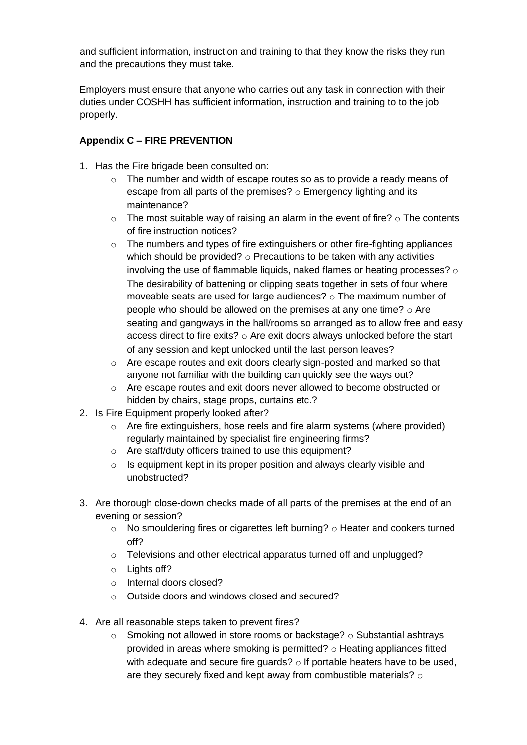and sufficient information, instruction and training to that they know the risks they run and the precautions they must take.

Employers must ensure that anyone who carries out any task in connection with their duties under COSHH has sufficient information, instruction and training to to the job properly.

**Appendix C – FIRE PREVENTION**

1. Has the Fire brigade been consulted on:
   - The number and width of escape routes so as to provide a ready means of escape from all parts of the premises? ○ Emergency lighting and its maintenance?
   - The most suitable way of raising an alarm in the event of fire? ○ The contents of fire instruction notices?
   - The numbers and types of fire extinguishers or other fire-fighting appliances which should be provided? ○ Precautions to be taken with any activities involving the use of flammable liquids, naked flames or heating processes? ○ The desirability of battening or clipping seats together in sets of four where moveable seats are used for large audiences? ○ The maximum number of people who should be allowed on the premises at any one time? ○ Are seating and gangways in the hall/rooms so arranged as to allow free and easy access direct to fire exits? ○ Are exit doors always unlocked before the start of any session and kept unlocked until the last person leaves?
   - Are escape routes and exit doors clearly sign-posted and marked so that anyone not familiar with the building can quickly see the ways out?
   - Are escape routes and exit doors never allowed to become obstructed or hidden by chairs, stage props, curtains etc.?
2. Is Fire Equipment properly looked after?
   - Are fire extinguishers, hose reels and fire alarm systems (where provided) regularly maintained by specialist fire engineering firms?
   - Are staff/duty officers trained to use this equipment?
   - Is equipment kept in its proper position and always clearly visible and unobstructed?

3. Are thorough close-down checks made of all parts of the premises at the end of an evening or session?
   - No smouldering fires or cigarettes left burning? ○ Heater and cookers turned off?
   - Televisions and other electrical apparatus turned off and unplugged?
   - Lights off?
   - Internal doors closed?
   - Outside doors and windows closed and secured?

4. Are all reasonable steps taken to prevent fires?
   - Smoking not allowed in store rooms or backstage? ○ Substantial ashtrays provided in areas where smoking is permitted? ○ Heating appliances fitted with adequate and secure fire guards? ○ If portable heaters have to be used, are they securely fixed and kept away from combustible materials? ○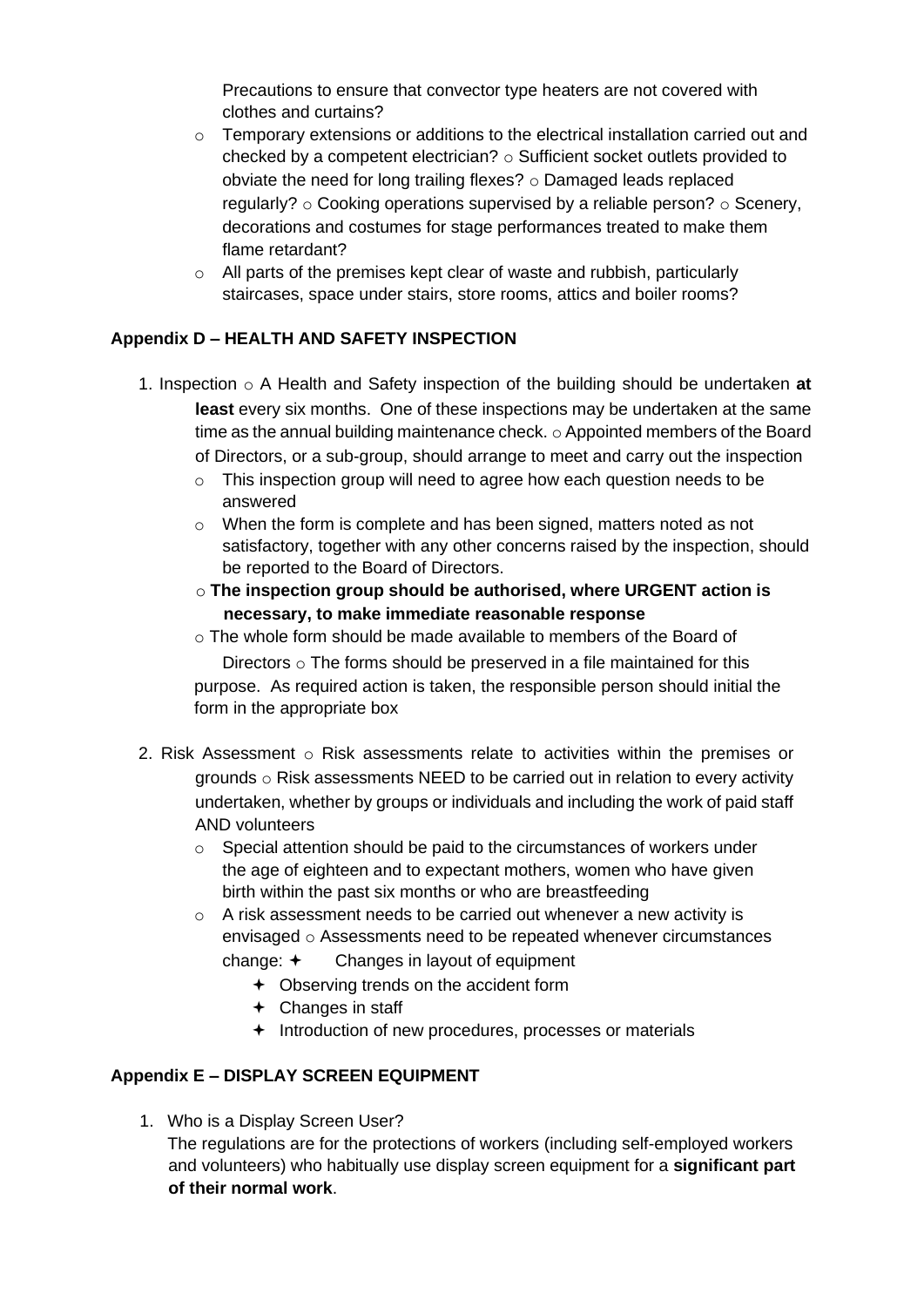Precautions to ensure that convector type heaters are not covered with clothes and curtains?

- Temporary extensions or additions to the electrical installation carried out and checked by a competent electrician?
- Sufficient socket outlets provided to obviate the need for long trailing flexes?
- Damaged leads replaced regularly?
- Cooking operations supervised by a reliable person?
- Scenery, decorations and costumes for stage performances treated to make them flame retardant?
- All parts of the premises kept clear of waste and rubbish, particularly staircases, space under stairs, store rooms, attics and boiler rooms?

**Appendix D – HEALTH AND SAFETY INSPECTION**

1. Inspection
   - A Health and Safety inspection of the building should be undertaken **at least** every six months. One of these inspections may be undertaken at the same time as the annual building maintenance check.
   - Appointed members of the Board of Directors, or a sub-group, should arrange to meet and carry out the inspection
   - This inspection group will need to agree how each question needs to be answered
   - When the form is complete and has been signed, matters noted as not satisfactory, together with any other concerns raised by the inspection, should be reported to the Board of Directors.
   - **The inspection group should be authorised, where URGENT action is necessary, to make immediate reasonable response**
   - The whole form should be made available to members of the Board of Directors
   - The forms should be preserved in a file maintained for this purpose. As required action is taken, the responsible person should initial the form in the appropriate box

2. Risk Assessment
   - Risk assessments relate to activities within the premises or grounds
   - Risk assessments NEED to be carried out in relation to every activity undertaken, whether by groups or individuals and including the work of paid staff AND volunteers
   - Special attention should be paid to the circumstances of workers under the age of eighteen and to expectant mothers, women who have given birth within the past six months or who are breastfeeding
   - A risk assessment needs to be carried out whenever a new activity is envisaged
   - Assessments need to be repeated whenever circumstances change:
     - Changes in layout of equipment
     - Observing trends on the accident form
     - Changes in staff
     - Introduction of new procedures, processes or materials

**Appendix E – DISPLAY SCREEN EQUIPMENT**

1. Who is a Display Screen User?
   The regulations are for the protections of workers (including self-employed workers and volunteers) who habitually use display screen equipment for a **significant part of their normal work**.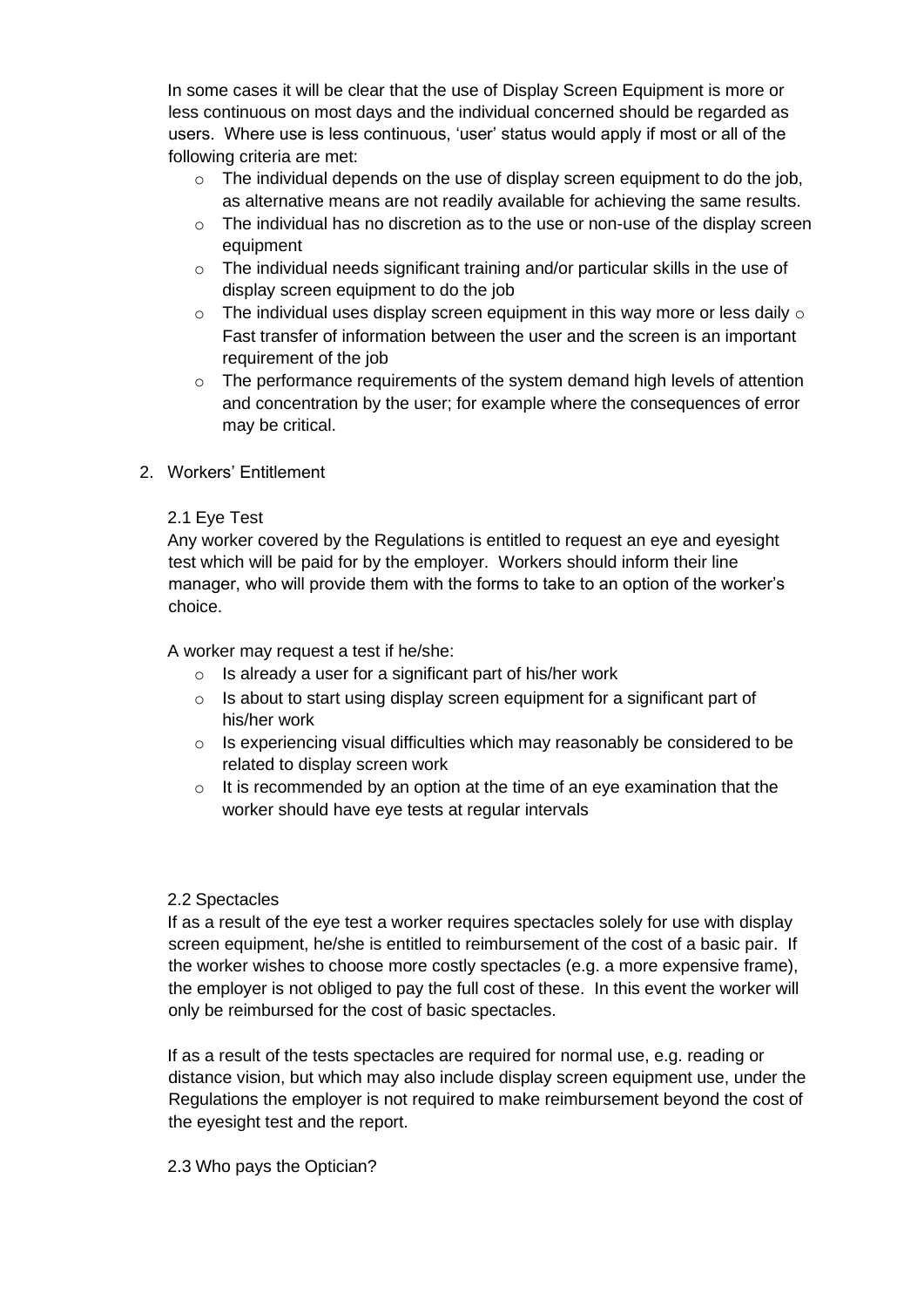In some cases it will be clear that the use of Display Screen Equipment is more or less continuous on most days and the individual concerned should be regarded as users. Where use is less continuous, 'user' status would apply if most or all of the following criteria are met:

- The individual depends on the use of display screen equipment to do the job, as alternative means are not readily available for achieving the same results.
- The individual has no discretion as to the use or non-use of the display screen equipment
- The individual needs significant training and/or particular skills in the use of display screen equipment to do the job
- The individual uses display screen equipment in this way more or less daily o Fast transfer of information between the user and the screen is an important requirement of the job
- The performance requirements of the system demand high levels of attention and concentration by the user; for example where the consequences of error may be critical.

2. Workers' Entitlement

2.1 Eye Test

Any worker covered by the Regulations is entitled to request an eye and eyesight test which will be paid for by the employer. Workers should inform their line manager, who will provide them with the forms to take to an option of the worker's choice.

A worker may request a test if he/she:

- Is already a user for a significant part of his/her work
- Is about to start using display screen equipment for a significant part of his/her work
- Is experiencing visual difficulties which may reasonably be considered to be related to display screen work
- It is recommended by an option at the time of an eye examination that the worker should have eye tests at regular intervals

2.2 Spectacles

If as a result of the eye test a worker requires spectacles solely for use with display screen equipment, he/she is entitled to reimbursement of the cost of a basic pair. If the worker wishes to choose more costly spectacles (e.g. a more expensive frame), the employer is not obliged to pay the full cost of these. In this event the worker will only be reimbursed for the cost of basic spectacles.

If as a result of the tests spectacles are required for normal use, e.g. reading or distance vision, but which may also include display screen equipment use, under the Regulations the employer is not required to make reimbursement beyond the cost of the eyesight test and the report.

2.3 Who pays the Optician?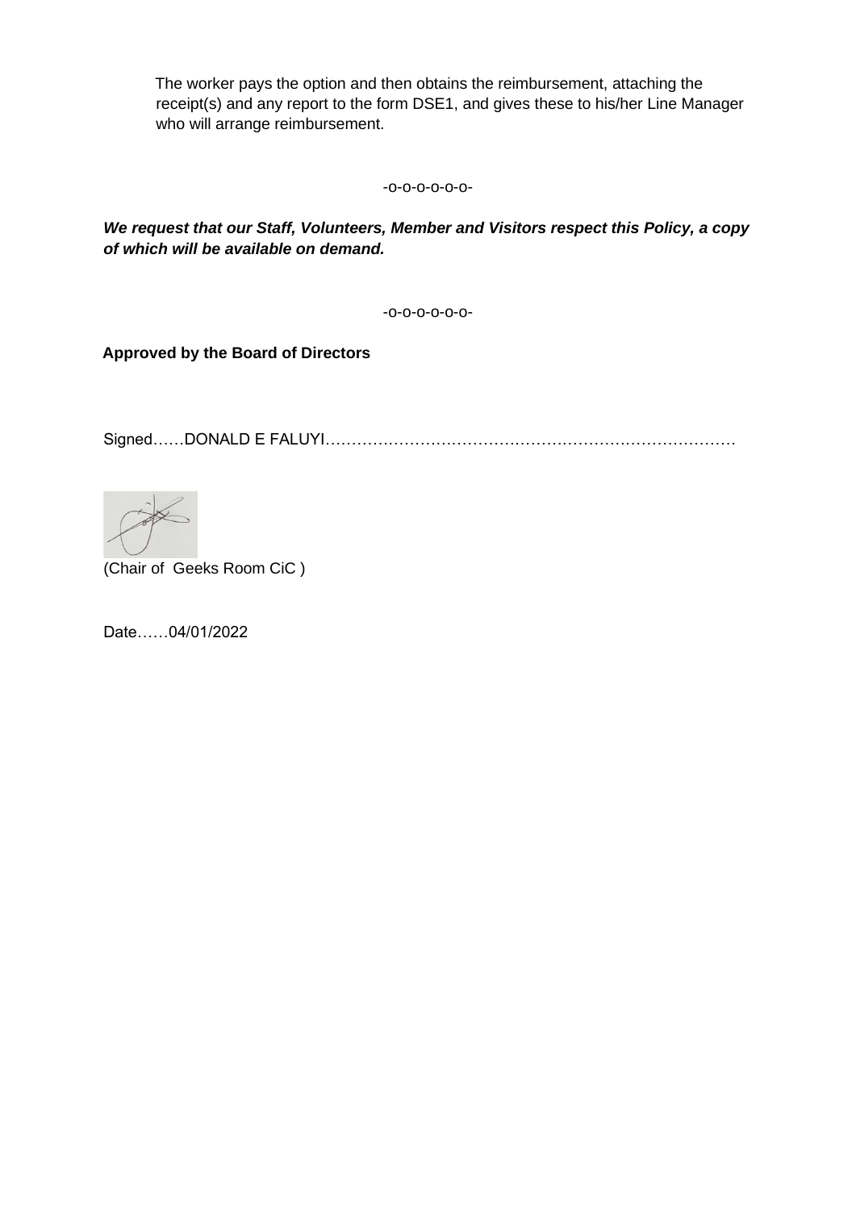The worker pays the option and then obtains the reimbursement, attaching the receipt(s) and any report to the form DSE1, and gives these to his/her Line Manager who will arrange reimbursement.

-o-o-o-o-o-o-

***We request that our Staff, Volunteers, Member and Visitors respect this Policy, a copy of which will be available on demand.***

-o-o-o-o-o-o-

**Approved by the Board of Directors**

Signed……DONALD E FALUYI……………………………………………………………………

(Chair of Geeks Room CiC )

Date……04/01/2022